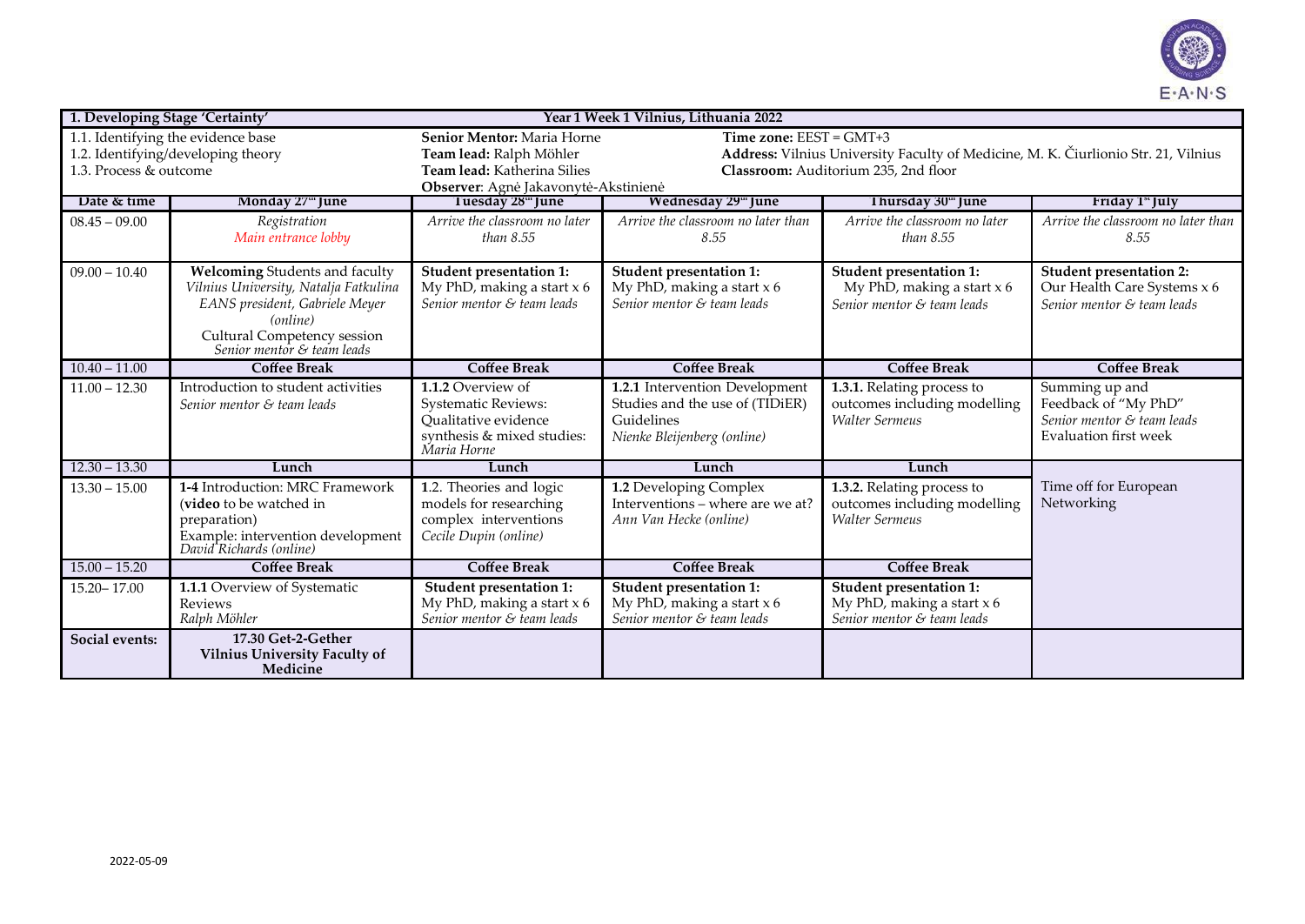| 1. Developing Stage 'Certainty' | Year 1 Week 1 Vilnius, Lithuania 2022 | | | | |
|---|---|---|---|---|---|
| 1.1. Identifying the evidence base<br>1.2. Identifying/developing theory<br>1.3. Process & outcome | | **Senior Mentor:** Maria Horne<br>**Team lead:** Ralph Möhler<br>**Team lead:** Katherina Silies<br>**Observer**: Agnė Jakavonytė-Akstinienė | **Time zone:** EEST = GMT+3<br>**Address:** Vilnius University Faculty of Medicine, M. K. Čiurlionio Str. 21, Vilnius<br>**Classroom:** Auditorium 235, 2nd floor | | |
| **Date & time** | **Monday 27th June** | **Tuesday 28th June** | **Wednesday 29th June** | **Thursday 30th June** | **Friday 1st July** |
| 08.45 – 09.00 | *Registration*<br>*Main entrance lobby* | *Arrive the classroom no later than 8.55* | *Arrive the classroom no later than 8.55* | *Arrive the classroom no later than 8.55* | *Arrive the classroom no later than 8.55* |
| 09.00 – 10.40 | **Welcoming** Students and faculty<br>*Vilnius University, Natalja Fatkulina*<br>*EANS president, Gabriele Meyer (online)*<br>Cultural Competency session<br>*Senior mentor & team leads* | **Student presentation 1:**<br>My PhD, making a start x 6<br>*Senior mentor & team leads* | **Student presentation 1:**<br>My PhD, making a start x 6<br>*Senior mentor & team leads* | **Student presentation 1:**<br>My PhD, making a start x 6<br>*Senior mentor & team leads* | **Student presentation 2:**<br>Our Health Care Systems x 6<br>*Senior mentor & team leads* |
| 10.40 – 11.00 | **Coffee Break** | **Coffee Break** | **Coffee Break** | **Coffee Break** | **Coffee Break** |
| 11.00 – 12.30 | Introduction to student activities<br>*Senior mentor & team leads* | **1.1.2** Overview of Systematic Reviews: Qualitative evidence synthesis & mixed studies:<br>*Maria Horne* | **1.2.1** Intervention Development Studies and the use of (TIDiER) Guidelines<br>*Nienke Bleijenberg (online)* | **1.3.1.** Relating process to outcomes including modelling<br>*Walter Sermeus* | Summing up and Feedback of "My PhD"<br>*Senior mentor & team leads*<br>Evaluation first week |
| 12.30 – 13.30 | **Lunch** | **Lunch** | **Lunch** | **Lunch** | |
| 13.30 – 15.00 | **1-4** Introduction: MRC Framework (**video** to be watched in preparation)<br>Example: intervention development<br>*David Richards (online)* | **1**.2. Theories and logic models for researching complex interventions<br>*Cecile Dupin (online)* | **1.2** Developing Complex Interventions – where are we at?<br>*Ann Van Hecke (online)* | **1.3.2.** Relating process to outcomes including modelling<br>*Walter Sermeus* | Time off for European Networking |
| 15.00 – 15.20 | **Coffee Break** | **Coffee Break** | **Coffee Break** | **Coffee Break** | |
| 15.20– 17.00 | **1.1.1** Overview of Systematic Reviews<br>*Ralph Möhler* | **Student presentation 1:**<br>My PhD, making a start x 6<br>*Senior mentor & team leads* | **Student presentation 1:**<br>My PhD, making a start x 6<br>*Senior mentor & team leads* | **Student presentation 1:**<br>My PhD, making a start x 6<br>*Senior mentor & team leads* | |
| **Social events:** | **17.30 Get-2-Gether**<br>**Vilnius University Faculty of Medicine** | | | | |

2022-05-09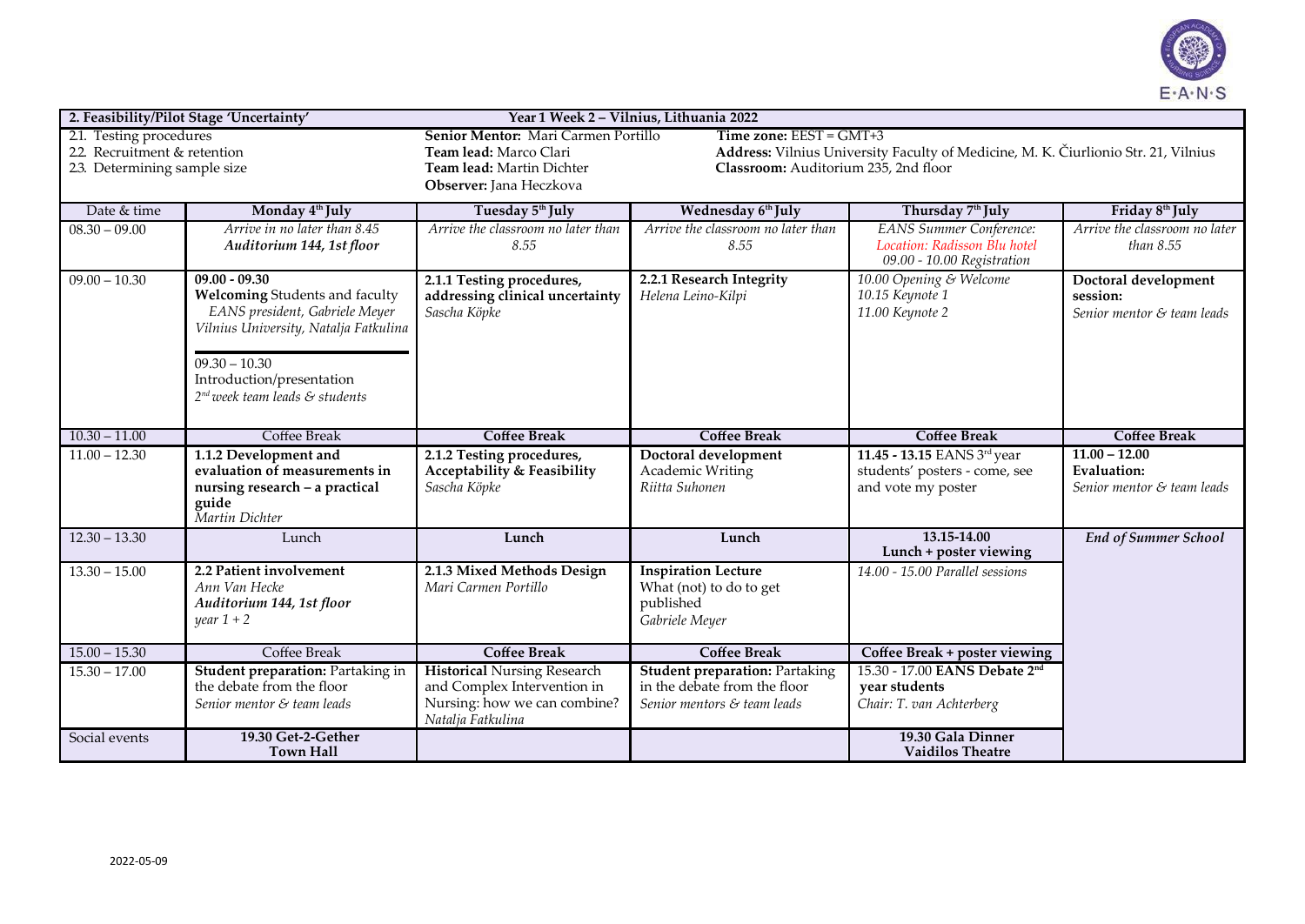| 2. Feasibility/Pilot Stage 'Uncertainty' | | Year 1 Week 2 – Vilnius, Lithuania 2022 | | | |
|---|---|---|---|---|---|
| 2.1. Testing procedures<br>2.2. Recruitment & retention<br>2.3. Determining sample size | | **Senior Mentor:** Mari Carmen Portillo<br>**Team lead:** Marco Clari<br>**Team lead:** Martin Dichter<br>**Observer:** Jana Heczkova | **Time zone:** EEST = GMT+3<br>**Address:** Vilnius University Faculty of Medicine, M. K. Čiurlionio Str. 21, Vilnius<br>**Classroom:** Auditorium 235, 2nd floor | | |
| Date & time | **Monday 4th July** | **Tuesday 5th July** | **Wednesday 6th July** | **Thursday 7th July** | **Friday 8th July** |
| 08.30 – 09.00 | *Arrive in no later than 8.45*<br>***Auditorium 144, 1st floor*** | *Arrive the classroom no later than 8.55* | *Arrive the classroom no later than 8.55* | *EANS Summer Conference:*<br>*Location: Radisson Blu hotel*<br>*09.00 - 10.00 Registration* | *Arrive the classroom no later than 8.55* |
| 09.00 – 10.30 | **09.00 - 09.30**<br>**Welcoming** Students and faculty<br>*EANS president, Gabriele Meyer*<br>*Vilnius University, Natalja Fatkulina*<br><br>09.30 – 10.30<br>Introduction/presentation<br>*2nd week team leads & students* | **2.1.1 Testing procedures, addressing clinical uncertainty**<br>*Sascha Köpke* | **2.2.1 Research Integrity**<br>*Helena Leino-Kilpi* | *10.00 Opening & Welcome*<br>*10.15 Keynote 1*<br>*11.00 Keynote 2* | **Doctoral development session:**<br>*Senior mentor & team leads* |
| 10.30 – 11.00 | Coffee Break | **Coffee Break** | **Coffee Break** | **Coffee Break** | **Coffee Break** |
| 11.00 – 12.30 | **1.1.2 Development and evaluation of measurements in nursing research – a practical guide**<br>*Martin Dichter* | **2.1.2 Testing procedures, Acceptability & Feasibility**<br>*Sascha Köpke* | **Doctoral development**<br>Academic Writing<br>*Riitta Suhonen* | **11.45 - 13.15** EANS 3rd year students' posters - come, see and vote my poster | **11.00 – 12.00**<br>**Evaluation:**<br>*Senior mentor & team leads* |
| 12.30 – 13.30 | Lunch | **Lunch** | **Lunch** | **13.15-14.00**<br>**Lunch + poster viewing** | ***End of Summer School*** |
| 13.30 – 15.00 | **2.2 Patient involvement**<br>*Ann Van Hecke*<br>***Auditorium 144, 1st floor***<br>*year 1 + 2* | **2.1.3 Mixed Methods Design**<br>*Mari Carmen Portillo* | **Inspiration Lecture**<br>What (not) to do to get published<br>*Gabriele Meyer* | *14.00 - 15.00 Parallel sessions* | |
| 15.00 – 15.30 | Coffee Break | **Coffee Break** | **Coffee Break** | **Coffee Break + poster viewing** | |
| 15.30 – 17.00 | **Student preparation:** Partaking in the debate from the floor<br>*Senior mentor & team leads* | **Historical** Nursing Research and Complex Intervention in Nursing: how we can combine?<br>*Natalja Fatkulina* | **Student preparation:** Partaking in the debate from the floor<br>*Senior mentors & team leads* | 15.30 - 17.00 **EANS Debate 2nd year students**<br>*Chair: T. van Achterberg* | |
| Social events | **19.30 Get-2-Gether**<br>**Town Hall** | | | **19.30 Gala Dinner**<br>**Vaidilos Theatre** | |

2022-05-09